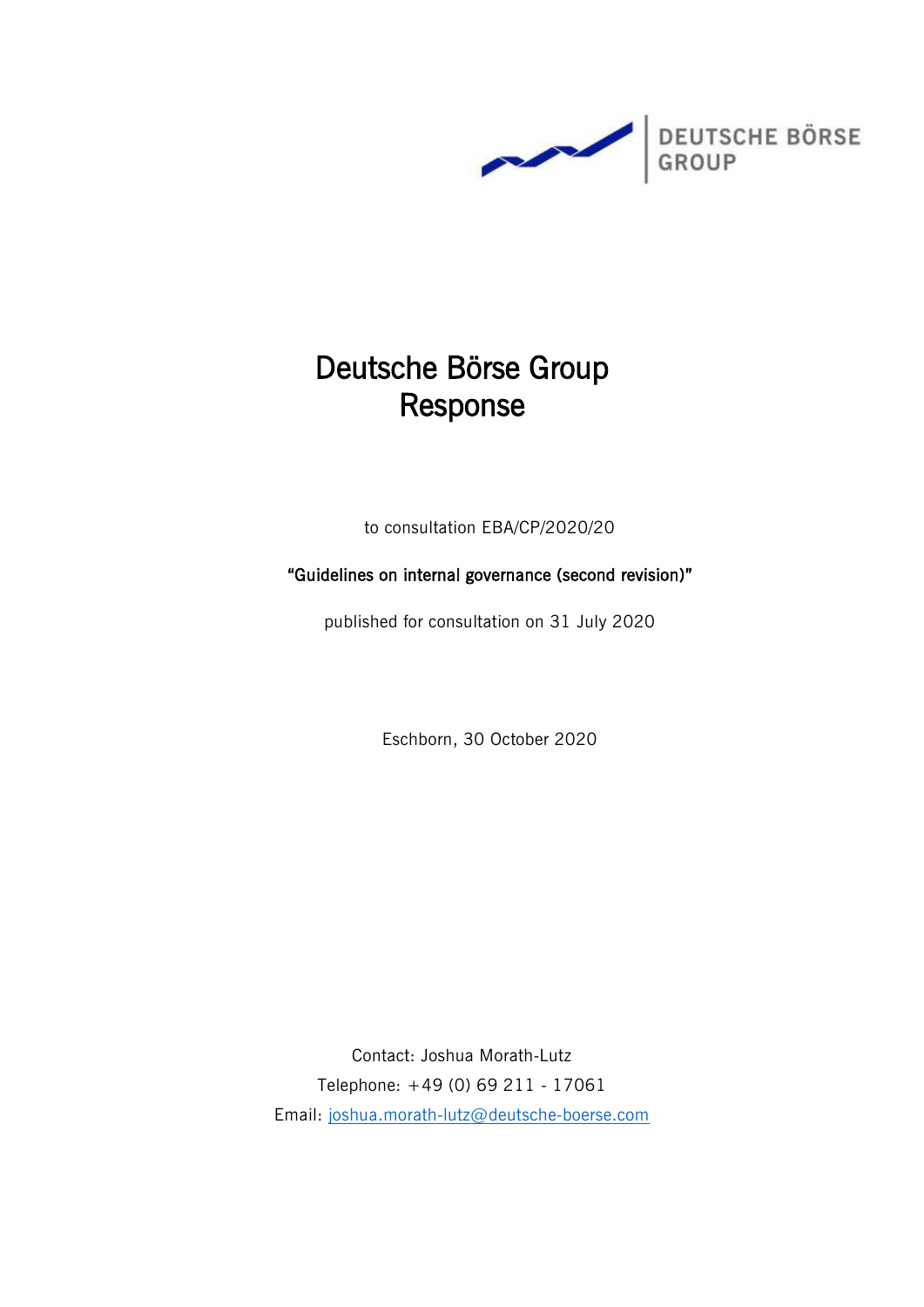DEUTSCHE BÖRSE GROUP

# Deutsche Börse Group Response

to consultation EBA/CP/2020/20

**"Guidelines on internal governance (second revision)"**

published for consultation on 31 July 2020

Eschborn, 30 October 2020

Contact: Joshua Morath-Lutz

Telephone: +49 (0) 69 211 - 17061

Email: joshua.morath-lutz@deutsche-boerse.com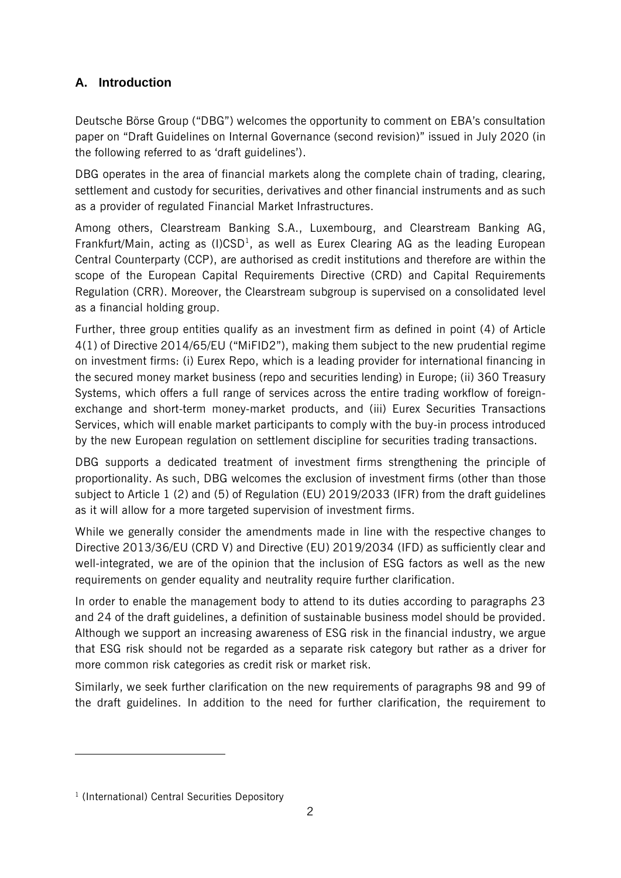## A. Introduction

Deutsche Börse Group ("DBG") welcomes the opportunity to comment on EBA's consultation paper on "Draft Guidelines on Internal Governance (second revision)" issued in July 2020 (in the following referred to as 'draft guidelines').

DBG operates in the area of financial markets along the complete chain of trading, clearing, settlement and custody for securities, derivatives and other financial instruments and as such as a provider of regulated Financial Market Infrastructures.

Among others, Clearstream Banking S.A., Luxembourg, and Clearstream Banking AG, Frankfurt/Main, acting as (I)CSD[1], as well as Eurex Clearing AG as the leading European Central Counterparty (CCP), are authorised as credit institutions and therefore are within the scope of the European Capital Requirements Directive (CRD) and Capital Requirements Regulation (CRR). Moreover, the Clearstream subgroup is supervised on a consolidated level as a financial holding group.

Further, three group entities qualify as an investment firm as defined in point (4) of Article 4(1) of Directive 2014/65/EU ("MiFID2"), making them subject to the new prudential regime on investment firms: (i) Eurex Repo, which is a leading provider for international financing in the secured money market business (repo and securities lending) in Europe; (ii) 360 Treasury Systems, which offers a full range of services across the entire trading workflow of foreign-exchange and short-term money-market products, and (iii) Eurex Securities Transactions Services, which will enable market participants to comply with the buy-in process introduced by the new European regulation on settlement discipline for securities trading transactions.

DBG supports a dedicated treatment of investment firms strengthening the principle of proportionality. As such, DBG welcomes the exclusion of investment firms (other than those subject to Article 1 (2) and (5) of Regulation (EU) 2019/2033 (IFR) from the draft guidelines as it will allow for a more targeted supervision of investment firms.

While we generally consider the amendments made in line with the respective changes to Directive 2013/36/EU (CRD V) and Directive (EU) 2019/2034 (IFD) as sufficiently clear and well-integrated, we are of the opinion that the inclusion of ESG factors as well as the new requirements on gender equality and neutrality require further clarification.

In order to enable the management body to attend to its duties according to paragraphs 23 and 24 of the draft guidelines, a definition of sustainable business model should be provided. Although we support an increasing awareness of ESG risk in the financial industry, we argue that ESG risk should not be regarded as a separate risk category but rather as a driver for more common risk categories as credit risk or market risk.

Similarly, we seek further clarification on the new requirements of paragraphs 98 and 99 of the draft guidelines. In addition to the need for further clarification, the requirement to

[1] (International) Central Securities Depository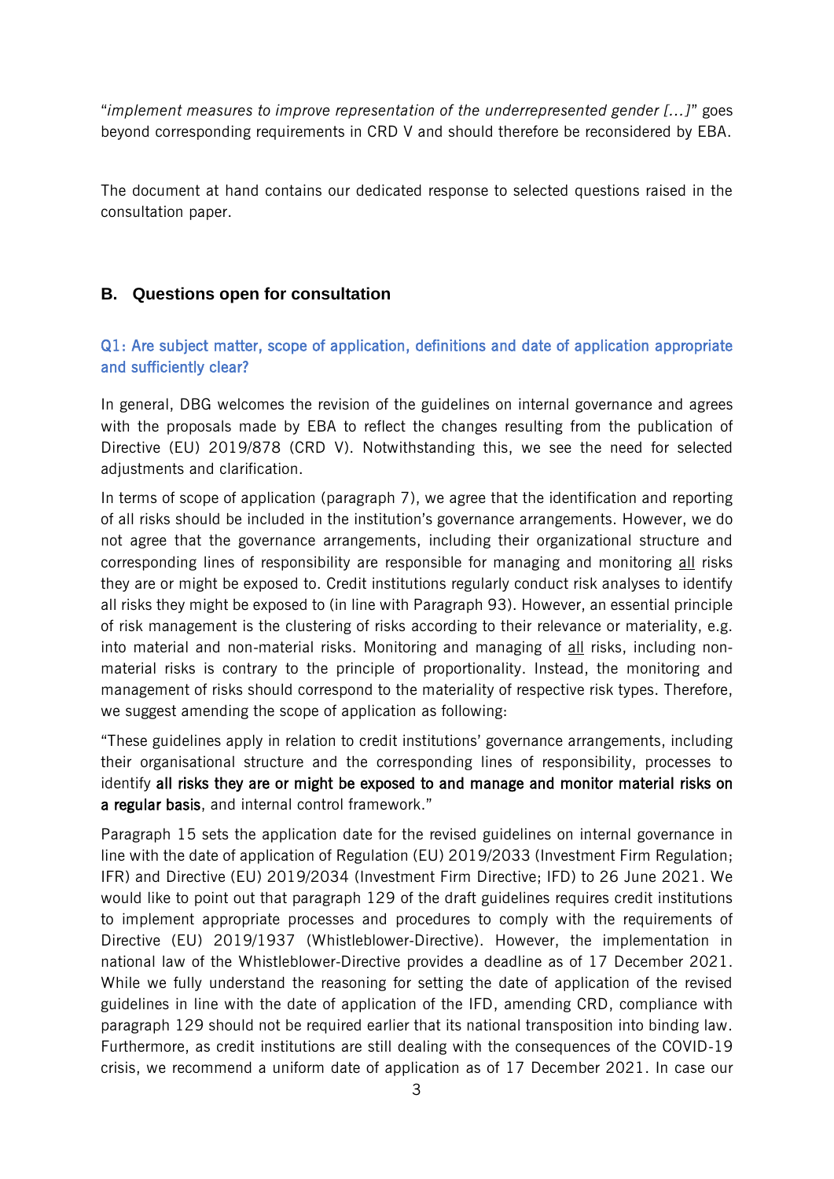"*implement measures to improve representation of the underrepresented gender […]*" goes beyond corresponding requirements in CRD V and should therefore be reconsidered by EBA.

The document at hand contains our dedicated response to selected questions raised in the consultation paper.

## B. Questions open for consultation

### Q1: Are subject matter, scope of application, definitions and date of application appropriate and sufficiently clear?

In general, DBG welcomes the revision of the guidelines on internal governance and agrees with the proposals made by EBA to reflect the changes resulting from the publication of Directive (EU) 2019/878 (CRD V). Notwithstanding this, we see the need for selected adjustments and clarification.

In terms of scope of application (paragraph 7), we agree that the identification and reporting of all risks should be included in the institution's governance arrangements. However, we do not agree that the governance arrangements, including their organizational structure and corresponding lines of responsibility are responsible for managing and monitoring <u>all</u> risks they are or might be exposed to. Credit institutions regularly conduct risk analyses to identify all risks they might be exposed to (in line with Paragraph 93). However, an essential principle of risk management is the clustering of risks according to their relevance or materiality, e.g. into material and non-material risks. Monitoring and managing of <u>all</u> risks, including non-material risks is contrary to the principle of proportionality. Instead, the monitoring and management of risks should correspond to the materiality of respective risk types. Therefore, we suggest amending the scope of application as following:

"These guidelines apply in relation to credit institutions' governance arrangements, including their organisational structure and the corresponding lines of responsibility, processes to identify **all risks they are or might be exposed to and manage and monitor material risks on a regular basis**, and internal control framework."

Paragraph 15 sets the application date for the revised guidelines on internal governance in line with the date of application of Regulation (EU) 2019/2033 (Investment Firm Regulation; IFR) and Directive (EU) 2019/2034 (Investment Firm Directive; IFD) to 26 June 2021. We would like to point out that paragraph 129 of the draft guidelines requires credit institutions to implement appropriate processes and procedures to comply with the requirements of Directive (EU) 2019/1937 (Whistleblower-Directive). However, the implementation in national law of the Whistleblower-Directive provides a deadline as of 17 December 2021. While we fully understand the reasoning for setting the date of application of the revised guidelines in line with the date of application of the IFD, amending CRD, compliance with paragraph 129 should not be required earlier that its national transposition into binding law. Furthermore, as credit institutions are still dealing with the consequences of the COVID-19 crisis, we recommend a uniform date of application as of 17 December 2021. In case our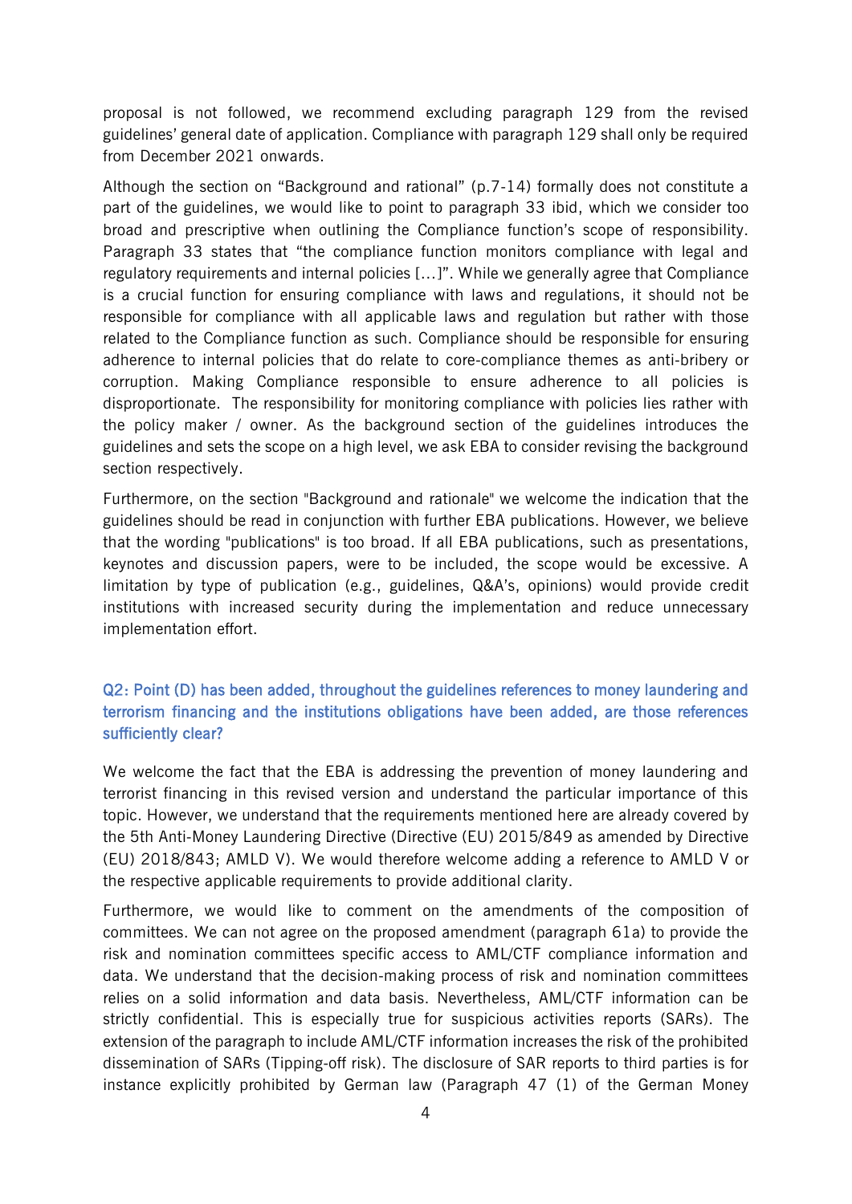proposal is not followed, we recommend excluding paragraph 129 from the revised guidelines' general date of application. Compliance with paragraph 129 shall only be required from December 2021 onwards.

Although the section on "Background and rational" (p.7-14) formally does not constitute a part of the guidelines, we would like to point to paragraph 33 ibid, which we consider too broad and prescriptive when outlining the Compliance function's scope of responsibility. Paragraph 33 states that "the compliance function monitors compliance with legal and regulatory requirements and internal policies [...]". While we generally agree that Compliance is a crucial function for ensuring compliance with laws and regulations, it should not be responsible for compliance with all applicable laws and regulation but rather with those related to the Compliance function as such. Compliance should be responsible for ensuring adherence to internal policies that do relate to core-compliance themes as anti-bribery or corruption. Making Compliance responsible to ensure adherence to all policies is disproportionate. The responsibility for monitoring compliance with policies lies rather with the policy maker / owner. As the background section of the guidelines introduces the guidelines and sets the scope on a high level, we ask EBA to consider revising the background section respectively.

Furthermore, on the section "Background and rationale" we welcome the indication that the guidelines should be read in conjunction with further EBA publications. However, we believe that the wording "publications" is too broad. If all EBA publications, such as presentations, keynotes and discussion papers, were to be included, the scope would be excessive. A limitation by type of publication (e.g., guidelines, Q&A's, opinions) would provide credit institutions with increased security during the implementation and reduce unnecessary implementation effort.

### Q2: Point (D) has been added, throughout the guidelines references to money laundering and terrorism financing and the institutions obligations have been added, are those references sufficiently clear?

We welcome the fact that the EBA is addressing the prevention of money laundering and terrorist financing in this revised version and understand the particular importance of this topic. However, we understand that the requirements mentioned here are already covered by the 5th Anti-Money Laundering Directive (Directive (EU) 2015/849 as amended by Directive (EU) 2018/843; AMLD V). We would therefore welcome adding a reference to AMLD V or the respective applicable requirements to provide additional clarity.

Furthermore, we would like to comment on the amendments of the composition of committees. We can not agree on the proposed amendment (paragraph 61a) to provide the risk and nomination committees specific access to AML/CTF compliance information and data. We understand that the decision-making process of risk and nomination committees relies on a solid information and data basis. Nevertheless, AML/CTF information can be strictly confidential. This is especially true for suspicious activities reports (SARs). The extension of the paragraph to include AML/CTF information increases the risk of the prohibited dissemination of SARs (Tipping-off risk). The disclosure of SAR reports to third parties is for instance explicitly prohibited by German law (Paragraph 47 (1) of the German Money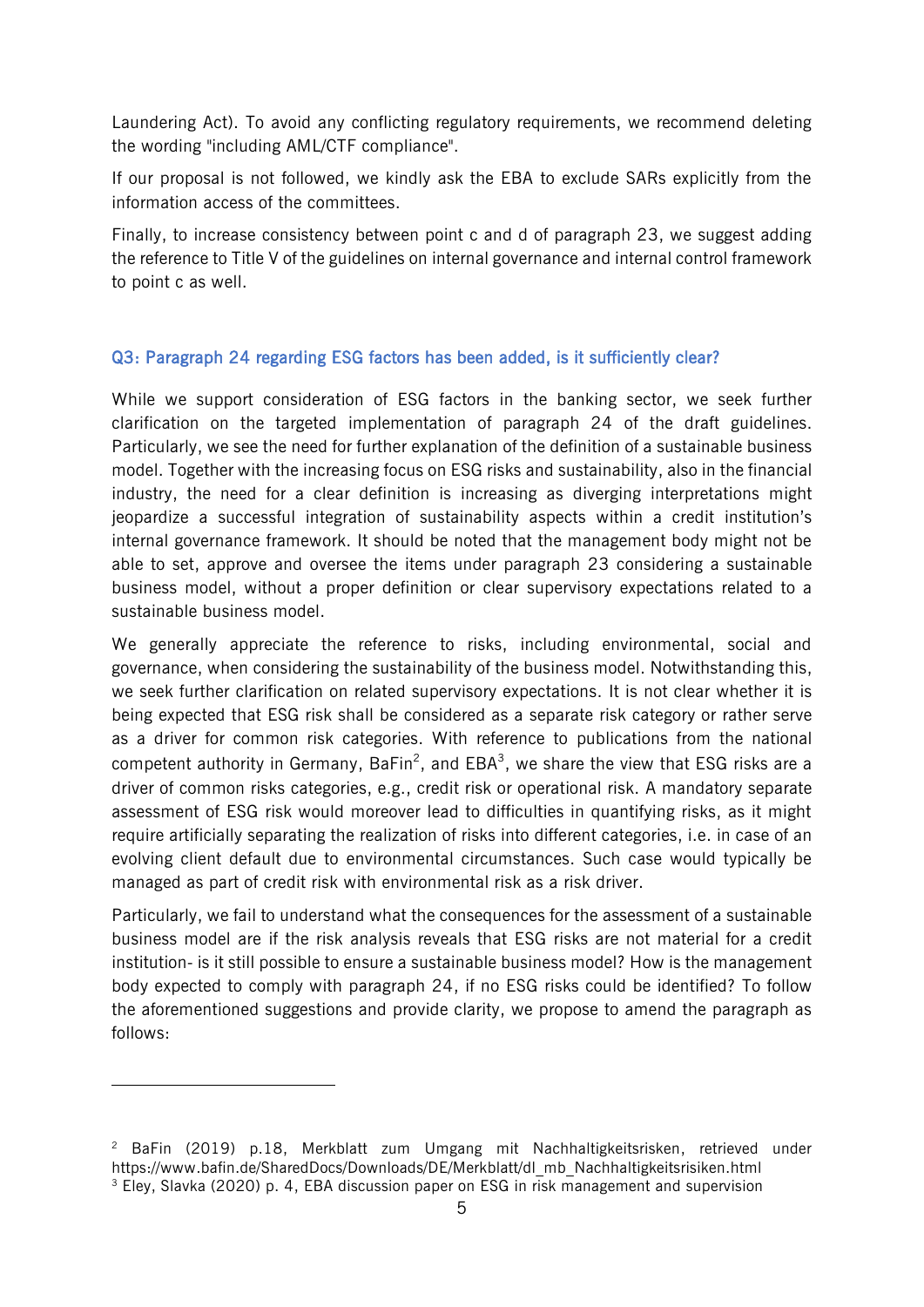Laundering Act). To avoid any conflicting regulatory requirements, we recommend deleting the wording "including AML/CTF compliance".

If our proposal is not followed, we kindly ask the EBA to exclude SARs explicitly from the information access of the committees.

Finally, to increase consistency between point c and d of paragraph 23, we suggest adding the reference to Title V of the guidelines on internal governance and internal control framework to point c as well.

### Q3: Paragraph 24 regarding ESG factors has been added, is it sufficiently clear?

While we support consideration of ESG factors in the banking sector, we seek further clarification on the targeted implementation of paragraph 24 of the draft guidelines. Particularly, we see the need for further explanation of the definition of a sustainable business model. Together with the increasing focus on ESG risks and sustainability, also in the financial industry, the need for a clear definition is increasing as diverging interpretations might jeopardize a successful integration of sustainability aspects within a credit institution's internal governance framework. It should be noted that the management body might not be able to set, approve and oversee the items under paragraph 23 considering a sustainable business model, without a proper definition or clear supervisory expectations related to a sustainable business model.

We generally appreciate the reference to risks, including environmental, social and governance, when considering the sustainability of the business model. Notwithstanding this, we seek further clarification on related supervisory expectations. It is not clear whether it is being expected that ESG risk shall be considered as a separate risk category or rather serve as a driver for common risk categories. With reference to publications from the national competent authority in Germany, BaFin[2], and EBA[3], we share the view that ESG risks are a driver of common risks categories, e.g., credit risk or operational risk. A mandatory separate assessment of ESG risk would moreover lead to difficulties in quantifying risks, as it might require artificially separating the realization of risks into different categories, i.e. in case of an evolving client default due to environmental circumstances. Such case would typically be managed as part of credit risk with environmental risk as a risk driver.

Particularly, we fail to understand what the consequences for the assessment of a sustainable business model are if the risk analysis reveals that ESG risks are not material for a credit institution- is it still possible to ensure a sustainable business model? How is the management body expected to comply with paragraph 24, if no ESG risks could be identified? To follow the aforementioned suggestions and provide clarity, we propose to amend the paragraph as follows:

---

[2] BaFin (2019) p.18, Merkblatt zum Umgang mit Nachhaltigkeitsrisiken, retrieved under https://www.bafin.de/SharedDocs/Downloads/DE/Merkblatt/dl_mb_Nachhaltigkeitsrisiken.html

[3] Eley, Slavka (2020) p. 4, EBA discussion paper on ESG in risk management and supervision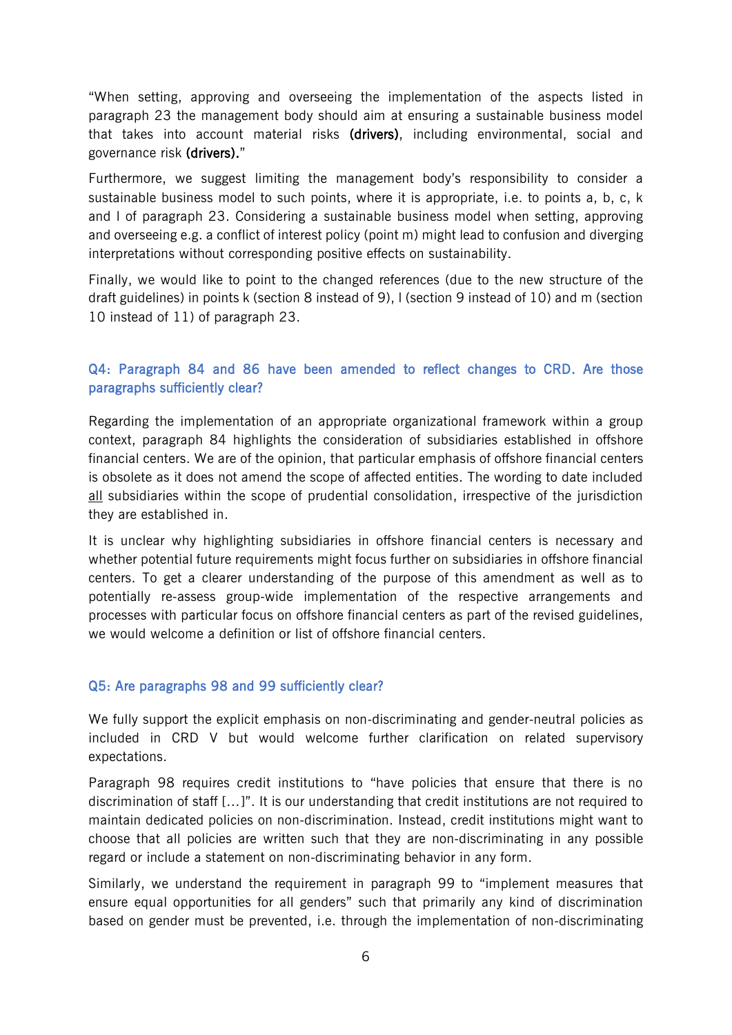"When setting, approving and overseeing the implementation of the aspects listed in paragraph 23 the management body should aim at ensuring a sustainable business model that takes into account material risks **(drivers)**, including environmental, social and governance risk **(drivers).**"

Furthermore, we suggest limiting the management body's responsibility to consider a sustainable business model to such points, where it is appropriate, i.e. to points a, b, c, k and l of paragraph 23. Considering a sustainable business model when setting, approving and overseeing e.g. a conflict of interest policy (point m) might lead to confusion and diverging interpretations without corresponding positive effects on sustainability.

Finally, we would like to point to the changed references (due to the new structure of the draft guidelines) in points k (section 8 instead of 9), l (section 9 instead of 10) and m (section 10 instead of 11) of paragraph 23.

### Q4: Paragraph 84 and 86 have been amended to reflect changes to CRD. Are those paragraphs sufficiently clear?

Regarding the implementation of an appropriate organizational framework within a group context, paragraph 84 highlights the consideration of subsidiaries established in offshore financial centers. We are of the opinion, that particular emphasis of offshore financial centers is obsolete as it does not amend the scope of affected entities. The wording to date included <u>all</u> subsidiaries within the scope of prudential consolidation, irrespective of the jurisdiction they are established in.

It is unclear why highlighting subsidiaries in offshore financial centers is necessary and whether potential future requirements might focus further on subsidiaries in offshore financial centers. To get a clearer understanding of the purpose of this amendment as well as to potentially re-assess group-wide implementation of the respective arrangements and processes with particular focus on offshore financial centers as part of the revised guidelines, we would welcome a definition or list of offshore financial centers.

### Q5: Are paragraphs 98 and 99 sufficiently clear?

We fully support the explicit emphasis on non-discriminating and gender-neutral policies as included in CRD V but would welcome further clarification on related supervisory expectations.

Paragraph 98 requires credit institutions to "have policies that ensure that there is no discrimination of staff […]". It is our understanding that credit institutions are not required to maintain dedicated policies on non-discrimination. Instead, credit institutions might want to choose that all policies are written such that they are non-discriminating in any possible regard or include a statement on non-discriminating behavior in any form.

Similarly, we understand the requirement in paragraph 99 to "implement measures that ensure equal opportunities for all genders" such that primarily any kind of discrimination based on gender must be prevented, i.e. through the implementation of non-discriminating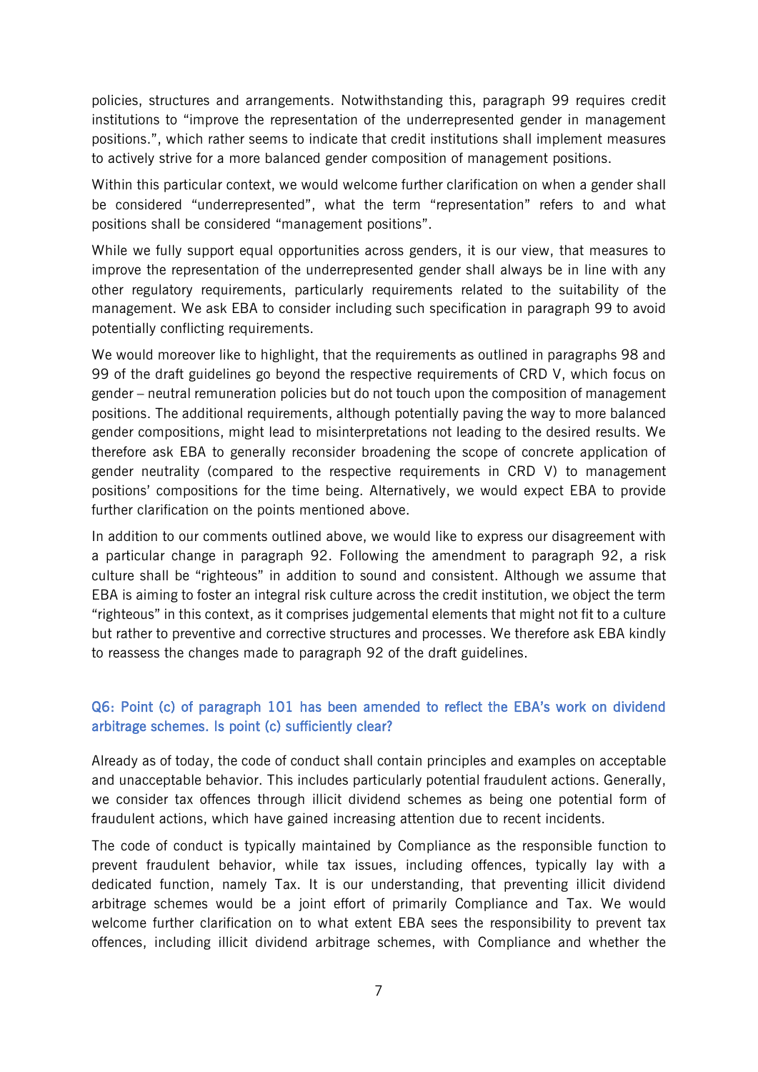policies, structures and arrangements. Notwithstanding this, paragraph 99 requires credit institutions to "improve the representation of the underrepresented gender in management positions.", which rather seems to indicate that credit institutions shall implement measures to actively strive for a more balanced gender composition of management positions.

Within this particular context, we would welcome further clarification on when a gender shall be considered "underrepresented", what the term "representation" refers to and what positions shall be considered "management positions".

While we fully support equal opportunities across genders, it is our view, that measures to improve the representation of the underrepresented gender shall always be in line with any other regulatory requirements, particularly requirements related to the suitability of the management. We ask EBA to consider including such specification in paragraph 99 to avoid potentially conflicting requirements.

We would moreover like to highlight, that the requirements as outlined in paragraphs 98 and 99 of the draft guidelines go beyond the respective requirements of CRD V, which focus on gender – neutral remuneration policies but do not touch upon the composition of management positions. The additional requirements, although potentially paving the way to more balanced gender compositions, might lead to misinterpretations not leading to the desired results. We therefore ask EBA to generally reconsider broadening the scope of concrete application of gender neutrality (compared to the respective requirements in CRD V) to management positions' compositions for the time being. Alternatively, we would expect EBA to provide further clarification on the points mentioned above.

In addition to our comments outlined above, we would like to express our disagreement with a particular change in paragraph 92. Following the amendment to paragraph 92, a risk culture shall be "righteous" in addition to sound and consistent. Although we assume that EBA is aiming to foster an integral risk culture across the credit institution, we object the term "righteous" in this context, as it comprises judgemental elements that might not fit to a culture but rather to preventive and corrective structures and processes. We therefore ask EBA kindly to reassess the changes made to paragraph 92 of the draft guidelines.

### Q6: Point (c) of paragraph 101 has been amended to reflect the EBA's work on dividend arbitrage schemes. Is point (c) sufficiently clear?

Already as of today, the code of conduct shall contain principles and examples on acceptable and unacceptable behavior. This includes particularly potential fraudulent actions. Generally, we consider tax offences through illicit dividend schemes as being one potential form of fraudulent actions, which have gained increasing attention due to recent incidents.

The code of conduct is typically maintained by Compliance as the responsible function to prevent fraudulent behavior, while tax issues, including offences, typically lay with a dedicated function, namely Tax. It is our understanding, that preventing illicit dividend arbitrage schemes would be a joint effort of primarily Compliance and Tax. We would welcome further clarification on to what extent EBA sees the responsibility to prevent tax offences, including illicit dividend arbitrage schemes, with Compliance and whether the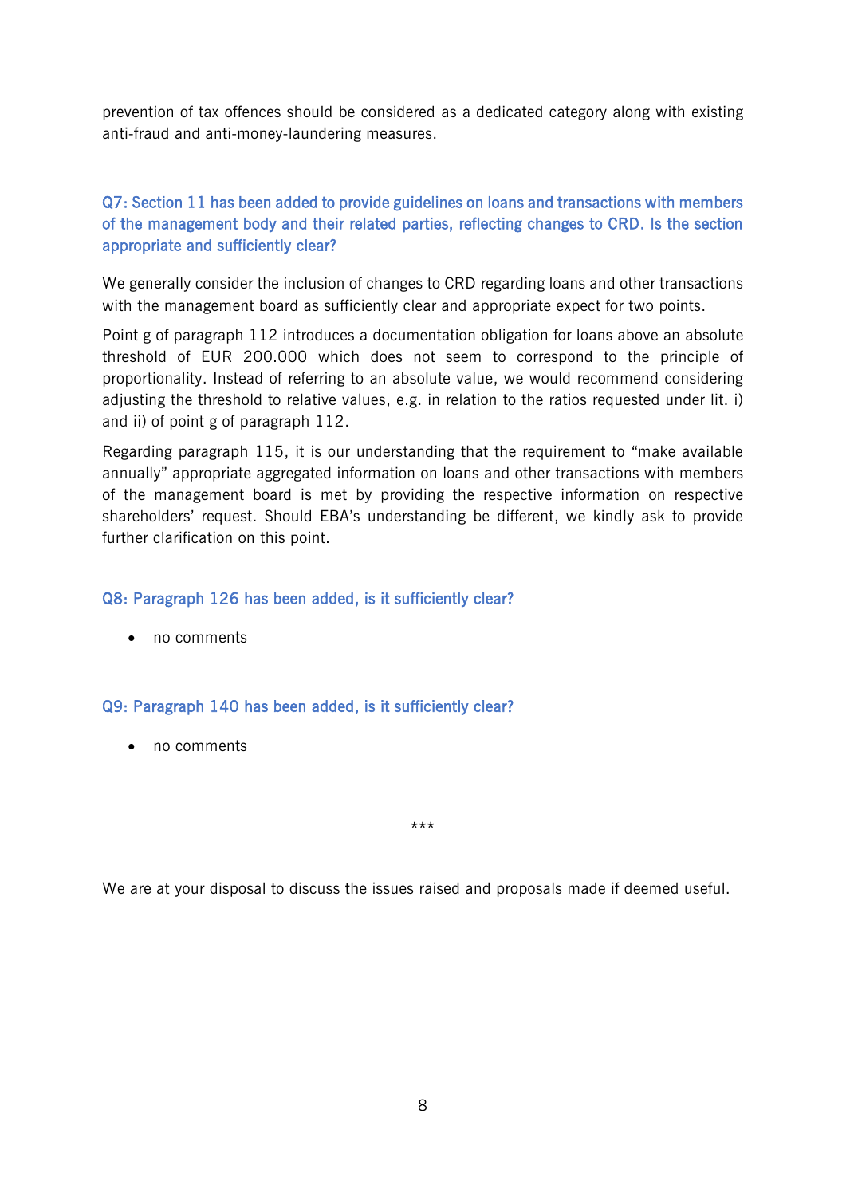prevention of tax offences should be considered as a dedicated category along with existing anti-fraud and anti-money-laundering measures.

### Q7: Section 11 has been added to provide guidelines on loans and transactions with members of the management body and their related parties, reflecting changes to CRD. Is the section appropriate and sufficiently clear?

We generally consider the inclusion of changes to CRD regarding loans and other transactions with the management board as sufficiently clear and appropriate expect for two points.

Point g of paragraph 112 introduces a documentation obligation for loans above an absolute threshold of EUR 200.000 which does not seem to correspond to the principle of proportionality. Instead of referring to an absolute value, we would recommend considering adjusting the threshold to relative values, e.g. in relation to the ratios requested under lit. i) and ii) of point g of paragraph 112.

Regarding paragraph 115, it is our understanding that the requirement to "make available annually" appropriate aggregated information on loans and other transactions with members of the management board is met by providing the respective information on respective shareholders' request. Should EBA's understanding be different, we kindly ask to provide further clarification on this point.

### Q8: Paragraph 126 has been added, is it sufficiently clear?

- no comments

### Q9: Paragraph 140 has been added, is it sufficiently clear?

- no comments

***

We are at your disposal to discuss the issues raised and proposals made if deemed useful.